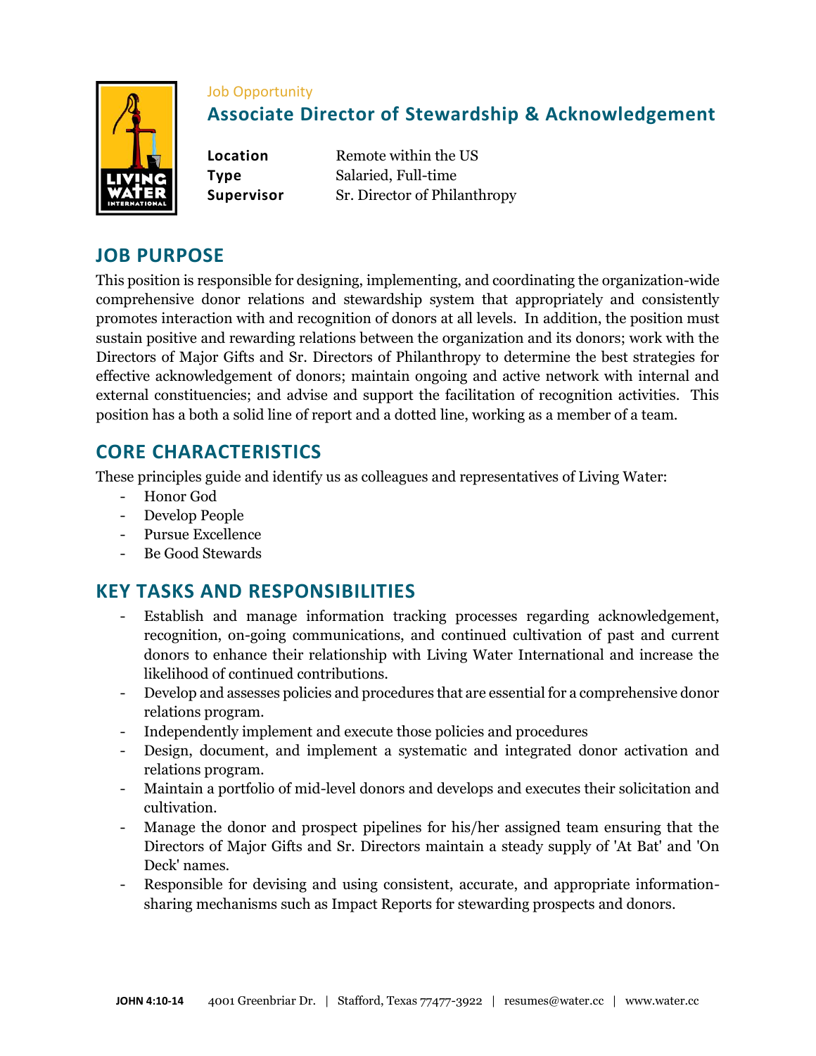Job Opportunity

# Associate Director of Stewardship & Acknowledgement

**Location** Remote within the US
**Type** Salaried, Full-time
**Supervisor** Sr. Director of Philanthropy

## JOB PURPOSE

This position is responsible for designing, implementing, and coordinating the organization-wide comprehensive donor relations and stewardship system that appropriately and consistently promotes interaction with and recognition of donors at all levels. In addition, the position must sustain positive and rewarding relations between the organization and its donors; work with the Directors of Major Gifts and Sr. Directors of Philanthropy to determine the best strategies for effective acknowledgement of donors; maintain ongoing and active network with internal and external constituencies; and advise and support the facilitation of recognition activities. This position has a both a solid line of report and a dotted line, working as a member of a team.

## CORE CHARACTERISTICS

These principles guide and identify us as colleagues and representatives of Living Water:

- Honor God
- Develop People
- Pursue Excellence
- Be Good Stewards

## KEY TASKS AND RESPONSIBILITIES

- Establish and manage information tracking processes regarding acknowledgement, recognition, on-going communications, and continued cultivation of past and current donors to enhance their relationship with Living Water International and increase the likelihood of continued contributions.
- Develop and assesses policies and procedures that are essential for a comprehensive donor relations program.
- Independently implement and execute those policies and procedures
- Design, document, and implement a systematic and integrated donor activation and relations program.
- Maintain a portfolio of mid-level donors and develops and executes their solicitation and cultivation.
- Manage the donor and prospect pipelines for his/her assigned team ensuring that the Directors of Major Gifts and Sr. Directors maintain a steady supply of 'At Bat' and 'On Deck' names.
- Responsible for devising and using consistent, accurate, and appropriate information-sharing mechanisms such as Impact Reports for stewarding prospects and donors.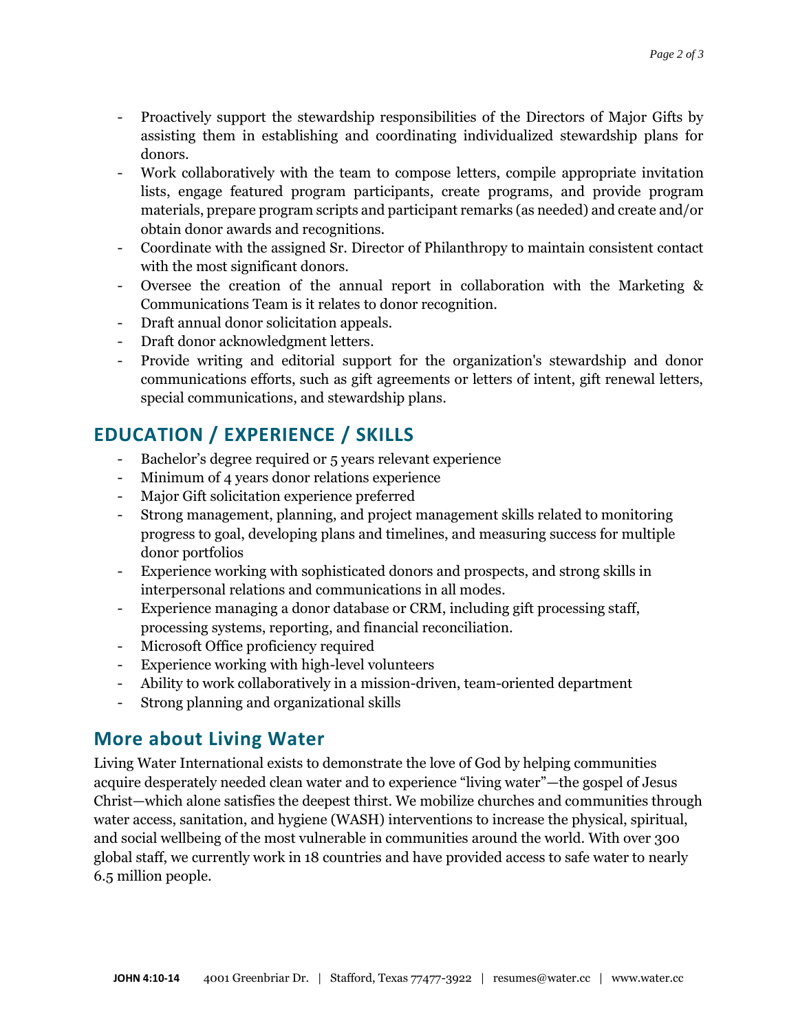- Proactively support the stewardship responsibilities of the Directors of Major Gifts by assisting them in establishing and coordinating individualized stewardship plans for donors.
- Work collaboratively with the team to compose letters, compile appropriate invitation lists, engage featured program participants, create programs, and provide program materials, prepare program scripts and participant remarks (as needed) and create and/or obtain donor awards and recognitions.
- Coordinate with the assigned Sr. Director of Philanthropy to maintain consistent contact with the most significant donors.
- Oversee the creation of the annual report in collaboration with the Marketing & Communications Team is it relates to donor recognition.
- Draft annual donor solicitation appeals.
- Draft donor acknowledgment letters.
- Provide writing and editorial support for the organization's stewardship and donor communications efforts, such as gift agreements or letters of intent, gift renewal letters, special communications, and stewardship plans.

## EDUCATION / EXPERIENCE / SKILLS

- Bachelor's degree required or 5 years relevant experience
- Minimum of 4 years donor relations experience
- Major Gift solicitation experience preferred
- Strong management, planning, and project management skills related to monitoring progress to goal, developing plans and timelines, and measuring success for multiple donor portfolios
- Experience working with sophisticated donors and prospects, and strong skills in interpersonal relations and communications in all modes.
- Experience managing a donor database or CRM, including gift processing staff, processing systems, reporting, and financial reconciliation.
- Microsoft Office proficiency required
- Experience working with high-level volunteers
- Ability to work collaboratively in a mission-driven, team-oriented department
- Strong planning and organizational skills

## More about Living Water

Living Water International exists to demonstrate the love of God by helping communities acquire desperately needed clean water and to experience "living water"—the gospel of Jesus Christ—which alone satisfies the deepest thirst. We mobilize churches and communities through water access, sanitation, and hygiene (WASH) interventions to increase the physical, spiritual, and social wellbeing of the most vulnerable in communities around the world. With over 300 global staff, we currently work in 18 countries and have provided access to safe water to nearly 6.5 million people.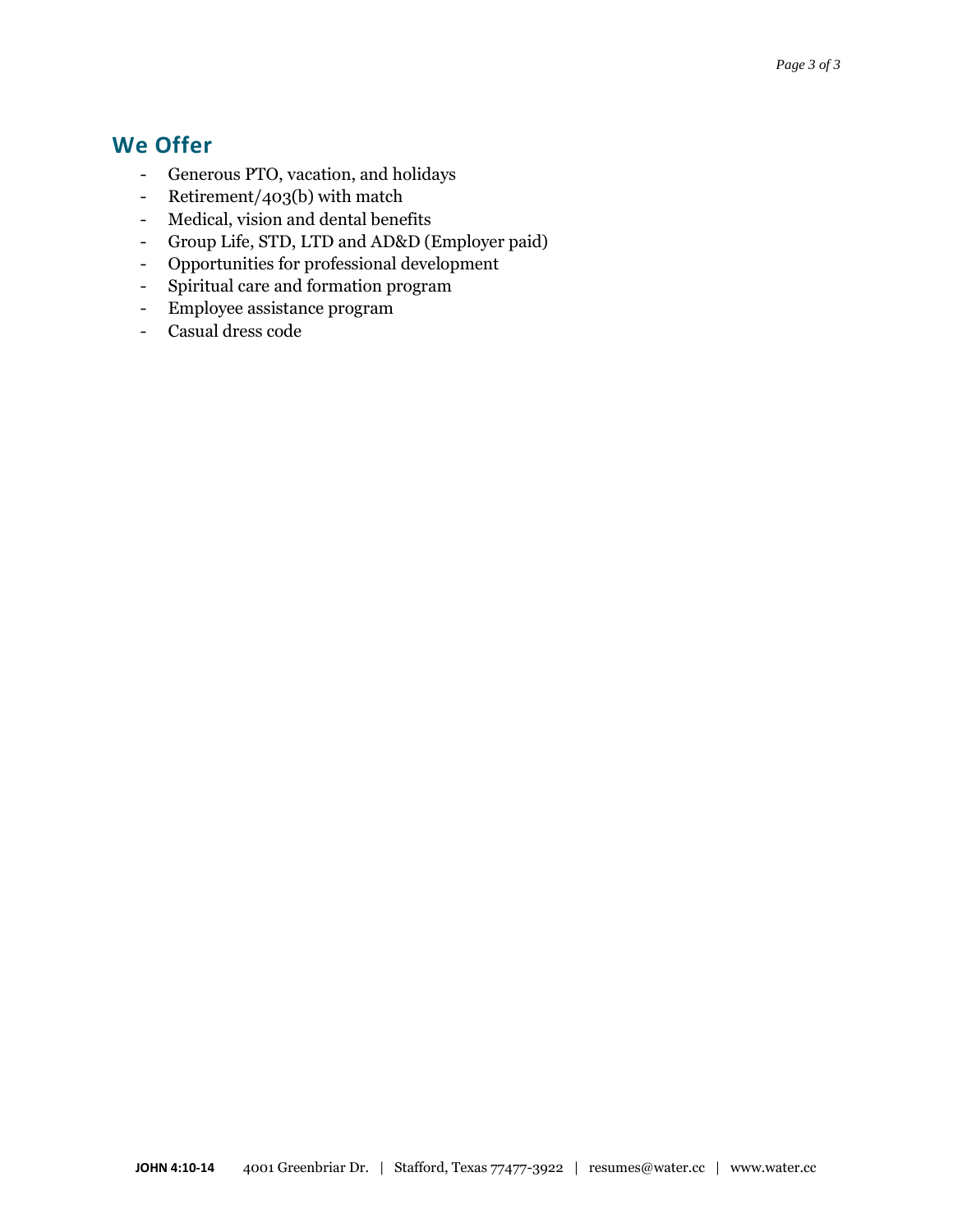## We Offer

- Generous PTO, vacation, and holidays
- Retirement/403(b) with match
- Medical, vision and dental benefits
- Group Life, STD, LTD and AD&D (Employer paid)
- Opportunities for professional development
- Spiritual care and formation program
- Employee assistance program
- Casual dress code